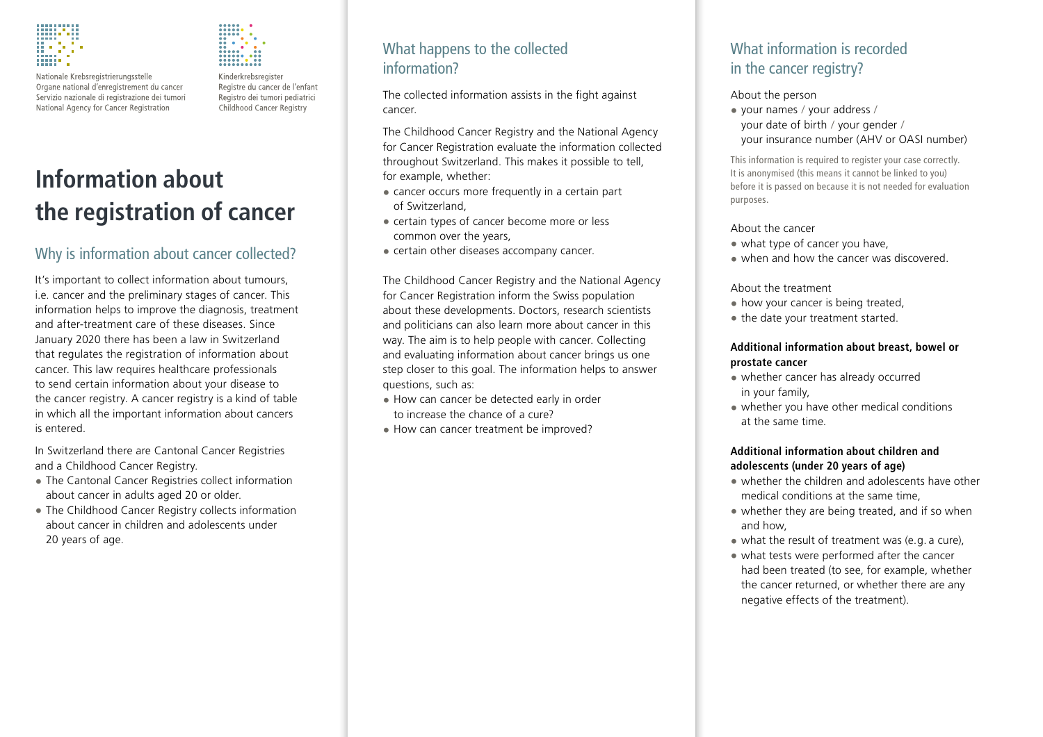Nationale Krebsregistrierungsstelle
Organe national d'enregistrement du cancer
Servizio nazionale di registrazione dei tumori
National Agency for Cancer Registration

Kinderkrebsregister
Registre du cancer de l'enfant
Registro dei tumori pediatrici
Childhood Cancer Registry

# Information about the registration of cancer

## Why is information about cancer collected?

It's important to collect information about tumours, i.e. cancer and the preliminary stages of cancer. This information helps to improve the diagnosis, treatment and after-treatment care of these diseases. Since January 2020 there has been a law in Switzerland that regulates the registration of information about cancer. This law requires healthcare professionals to send certain information about your disease to the cancer registry. A cancer registry is a kind of table in which all the important information about cancers is entered.

In Switzerland there are Cantonal Cancer Registries and a Childhood Cancer Registry.

- The Cantonal Cancer Registries collect information about cancer in adults aged 20 or older.
- The Childhood Cancer Registry collects information about cancer in children and adolescents under 20 years of age.

## What happens to the collected information?

The collected information assists in the fight against cancer.

The Childhood Cancer Registry and the National Agency for Cancer Registration evaluate the information collected throughout Switzerland. This makes it possible to tell, for example, whether:

- cancer occurs more frequently in a certain part of Switzerland,
- certain types of cancer become more or less common over the years,
- certain other diseases accompany cancer.

The Childhood Cancer Registry and the National Agency for Cancer Registration inform the Swiss population about these developments. Doctors, research scientists and politicians can also learn more about cancer in this way. The aim is to help people with cancer. Collecting and evaluating information about cancer brings us one step closer to this goal. The information helps to answer questions, such as:

- How can cancer be detected early in order to increase the chance of a cure?
- How can cancer treatment be improved?

## What information is recorded in the cancer registry?

About the person

- your names / your address / your date of birth / your gender / your insurance number (AHV or OASI number)

This information is required to register your case correctly. It is anonymised (this means it cannot be linked to you) before it is passed on because it is not needed for evaluation purposes.

About the cancer

- what type of cancer you have,
- when and how the cancer was discovered.

About the treatment

- how your cancer is being treated,
- the date your treatment started.

**Additional information about breast, bowel or prostate cancer**

- whether cancer has already occurred in your family,
- whether you have other medical conditions at the same time.

**Additional information about children and adolescents (under 20 years of age)**

- whether the children and adolescents have other medical conditions at the same time,
- whether they are being treated, and if so when and how,
- what the result of treatment was (e.g. a cure),
- what tests were performed after the cancer had been treated (to see, for example, whether the cancer returned, or whether there are any negative effects of the treatment).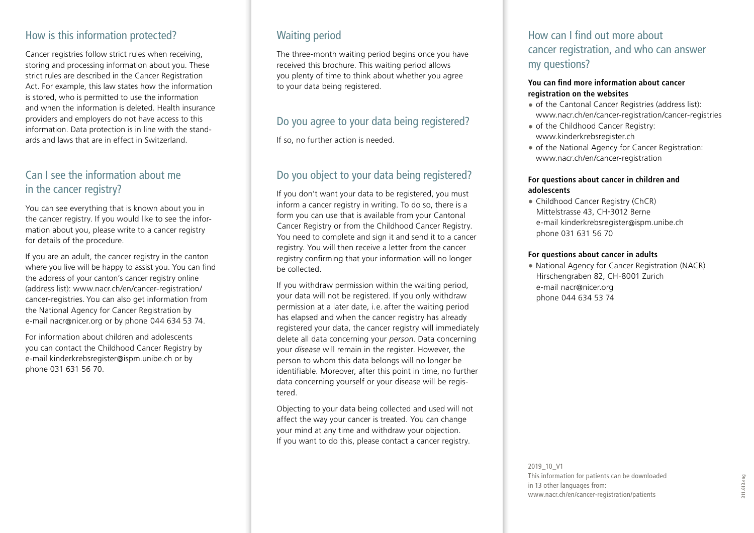## How is this information protected?

Cancer registries follow strict rules when receiving, storing and processing information about you. These strict rules are described in the Cancer Registration Act. For example, this law states how the information is stored, who is permitted to use the information and when the information is deleted. Health insurance providers and employers do not have access to this information. Data protection is in line with the standards and laws that are in effect in Switzerland.

## Can I see the information about me in the cancer registry?

You can see everything that is known about you in the cancer registry. If you would like to see the information about you, please write to a cancer registry for details of the procedure.

If you are an adult, the cancer registry in the canton where you live will be happy to assist you. You can find the address of your canton's cancer registry online (address list): www.nacr.ch/en/cancer-registration/cancer-registries. You can also get information from the National Agency for Cancer Registration by e-mail nacr@nicer.org or by phone 044 634 53 74.

For information about children and adolescents you can contact the Childhood Cancer Registry by e-mail kinderkrebsregister@ispm.unibe.ch or by phone 031 631 56 70.

## Waiting period

The three-month waiting period begins once you have received this brochure. This waiting period allows you plenty of time to think about whether you agree to your data being registered.

## Do you agree to your data being registered?

If so, no further action is needed.

## Do you object to your data being registered?

If you don't want your data to be registered, you must inform a cancer registry in writing. To do so, there is a form you can use that is available from your Cantonal Cancer Registry or from the Childhood Cancer Registry. You need to complete and sign it and send it to a cancer registry. You will then receive a letter from the cancer registry confirming that your information will no longer be collected.

If you withdraw permission within the waiting period, your data will not be registered. If you only withdraw permission at a later date, i.e. after the waiting period has elapsed and when the cancer registry has already registered your data, the cancer registry will immediately delete all data concerning your *person*. Data concerning your *disease* will remain in the register. However, the person to whom this data belongs will no longer be identifiable. Moreover, after this point in time, no further data concerning yourself or your disease will be registered.

Objecting to your data being collected and used will not affect the way your cancer is treated. You can change your mind at any time and withdraw your objection. If you want to do this, please contact a cancer registry.

## How can I find out more about cancer registration, and who can answer my questions?

**You can find more information about cancer registration on the websites**

- of the Cantonal Cancer Registries (address list): www.nacr.ch/en/cancer-registration/cancer-registries
- of the Childhood Cancer Registry: www.kinderkrebsregister.ch
- of the National Agency for Cancer Registration: www.nacr.ch/en/cancer-registration

**For questions about cancer in children and adolescents**

- Childhood Cancer Registry (ChCR)
  Mittelstrasse 43, CH-3012 Berne
  e-mail kinderkrebsregister@ispm.unibe.ch
  phone 031 631 56 70

**For questions about cancer in adults**

- National Agency for Cancer Registration (NACR)
  Hirschengraben 82, CH-8001 Zurich
  e-mail nacr@nicer.org
  phone 044 634 53 74

2019_10_V1
This information for patients can be downloaded in 13 other languages from:
www.nacr.ch/en/cancer-registration/patients

311.613.eng